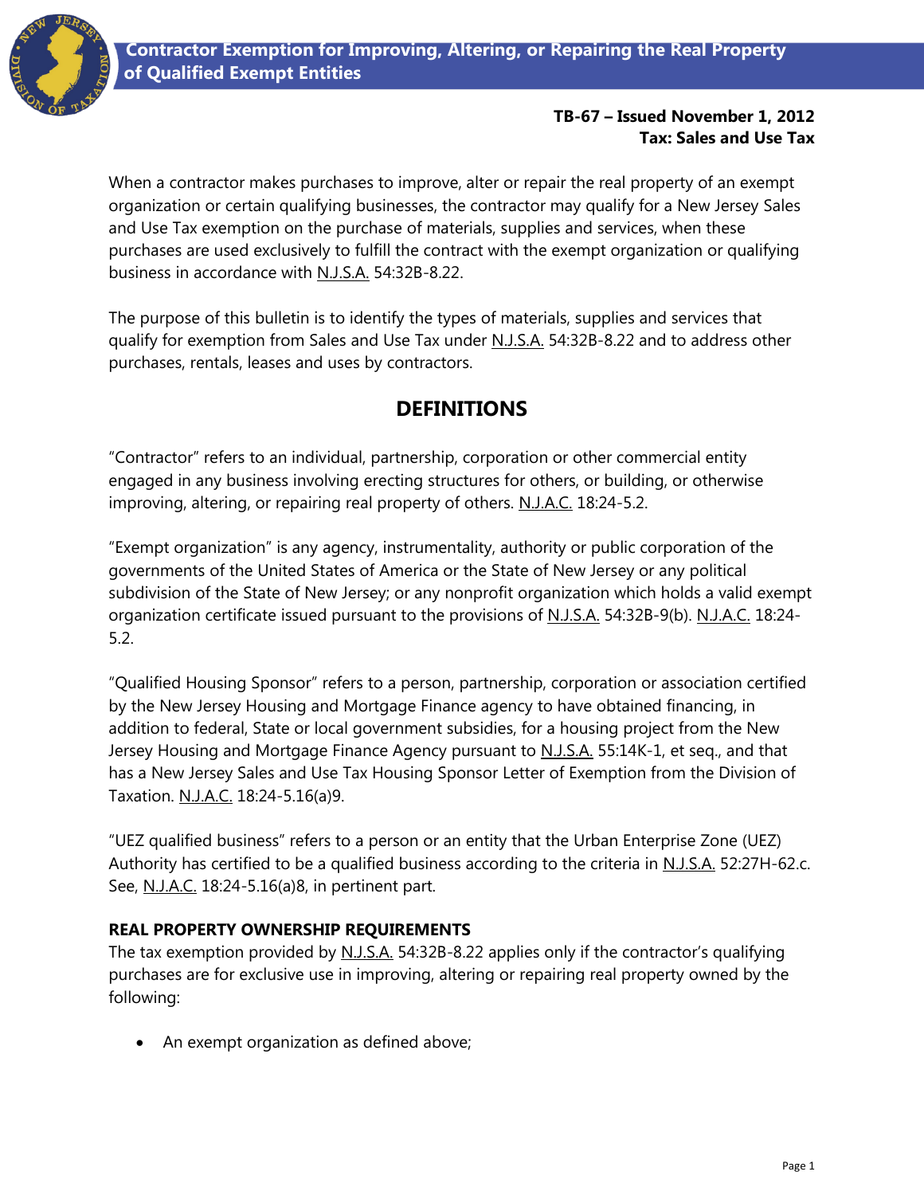# Contractor Exemption for Improving, Altering, or Repairing the Real Property of Qualified Exempt Entities

**TB-67 – Issued November 1, 2012**
**Tax: Sales and Use Tax**

When a contractor makes purchases to improve, alter or repair the real property of an exempt organization or certain qualifying businesses, the contractor may qualify for a New Jersey Sales and Use Tax exemption on the purchase of materials, supplies and services, when these purchases are used exclusively to fulfill the contract with the exempt organization or qualifying business in accordance with N.J.S.A. 54:32B-8.22.

The purpose of this bulletin is to identify the types of materials, supplies and services that qualify for exemption from Sales and Use Tax under N.J.S.A. 54:32B-8.22 and to address other purchases, rentals, leases and uses by contractors.

## DEFINITIONS

"Contractor" refers to an individual, partnership, corporation or other commercial entity engaged in any business involving erecting structures for others, or building, or otherwise improving, altering, or repairing real property of others. N.J.A.C. 18:24-5.2.

"Exempt organization" is any agency, instrumentality, authority or public corporation of the governments of the United States of America or the State of New Jersey or any political subdivision of the State of New Jersey; or any nonprofit organization which holds a valid exempt organization certificate issued pursuant to the provisions of N.J.S.A. 54:32B-9(b). N.J.A.C. 18:24-5.2.

"Qualified Housing Sponsor" refers to a person, partnership, corporation or association certified by the New Jersey Housing and Mortgage Finance agency to have obtained financing, in addition to federal, State or local government subsidies, for a housing project from the New Jersey Housing and Mortgage Finance Agency pursuant to N.J.S.A. 55:14K-1, et seq., and that has a New Jersey Sales and Use Tax Housing Sponsor Letter of Exemption from the Division of Taxation. N.J.A.C. 18:24-5.16(a)9.

"UEZ qualified business" refers to a person or an entity that the Urban Enterprise Zone (UEZ) Authority has certified to be a qualified business according to the criteria in N.J.S.A. 52:27H-62.c. See, N.J.A.C. 18:24-5.16(a)8, in pertinent part.

### REAL PROPERTY OWNERSHIP REQUIREMENTS

The tax exemption provided by N.J.S.A. 54:32B-8.22 applies only if the contractor's qualifying purchases are for exclusive use in improving, altering or repairing real property owned by the following:

- An exempt organization as defined above;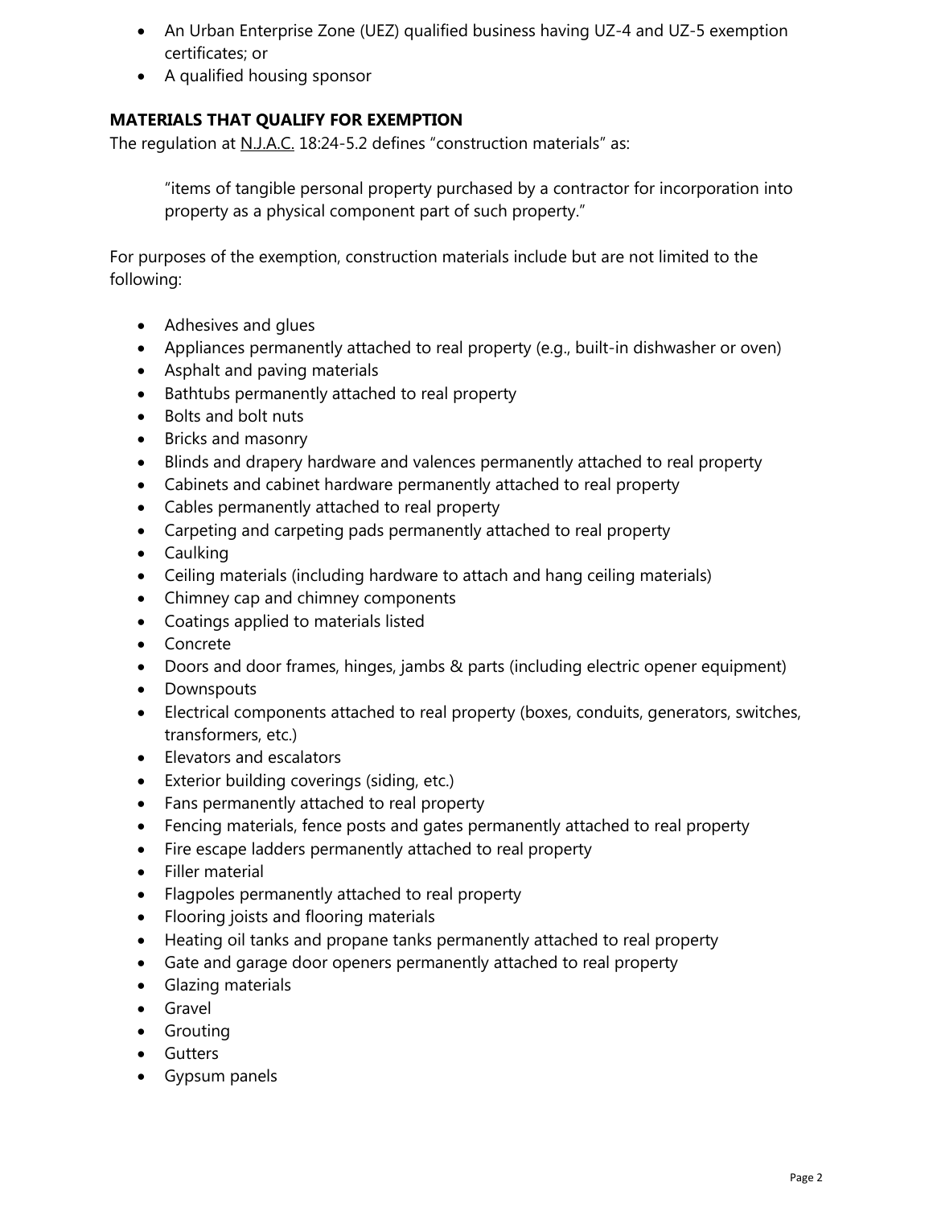- An Urban Enterprise Zone (UEZ) qualified business having UZ-4 and UZ-5 exemption certificates; or
- A qualified housing sponsor

**MATERIALS THAT QUALIFY FOR EXEMPTION**

The regulation at N.J.A.C. 18:24-5.2 defines "construction materials" as:

> "items of tangible personal property purchased by a contractor for incorporation into property as a physical component part of such property."

For purposes of the exemption, construction materials include but are not limited to the following:

- Adhesives and glues
- Appliances permanently attached to real property (e.g., built-in dishwasher or oven)
- Asphalt and paving materials
- Bathtubs permanently attached to real property
- Bolts and bolt nuts
- Bricks and masonry
- Blinds and drapery hardware and valences permanently attached to real property
- Cabinets and cabinet hardware permanently attached to real property
- Cables permanently attached to real property
- Carpeting and carpeting pads permanently attached to real property
- Caulking
- Ceiling materials (including hardware to attach and hang ceiling materials)
- Chimney cap and chimney components
- Coatings applied to materials listed
- Concrete
- Doors and door frames, hinges, jambs & parts (including electric opener equipment)
- Downspouts
- Electrical components attached to real property (boxes, conduits, generators, switches, transformers, etc.)
- Elevators and escalators
- Exterior building coverings (siding, etc.)
- Fans permanently attached to real property
- Fencing materials, fence posts and gates permanently attached to real property
- Fire escape ladders permanently attached to real property
- Filler material
- Flagpoles permanently attached to real property
- Flooring joists and flooring materials
- Heating oil tanks and propane tanks permanently attached to real property
- Gate and garage door openers permanently attached to real property
- Glazing materials
- Gravel
- Grouting
- Gutters
- Gypsum panels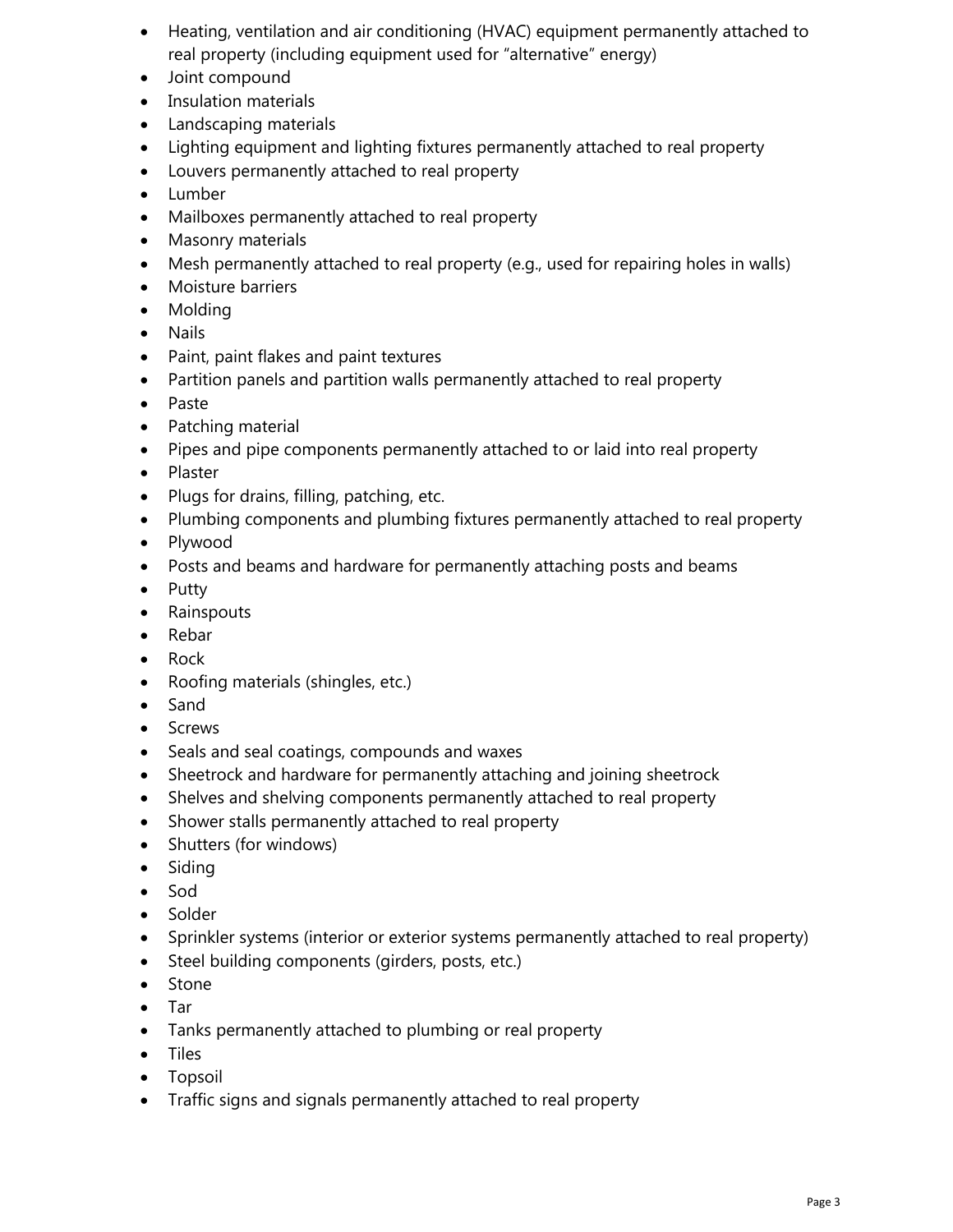- Heating, ventilation and air conditioning (HVAC) equipment permanently attached to real property (including equipment used for "alternative" energy)
- Joint compound
- Insulation materials
- Landscaping materials
- Lighting equipment and lighting fixtures permanently attached to real property
- Louvers permanently attached to real property
- Lumber
- Mailboxes permanently attached to real property
- Masonry materials
- Mesh permanently attached to real property (e.g., used for repairing holes in walls)
- Moisture barriers
- Molding
- Nails
- Paint, paint flakes and paint textures
- Partition panels and partition walls permanently attached to real property
- Paste
- Patching material
- Pipes and pipe components permanently attached to or laid into real property
- Plaster
- Plugs for drains, filling, patching, etc.
- Plumbing components and plumbing fixtures permanently attached to real property
- Plywood
- Posts and beams and hardware for permanently attaching posts and beams
- Putty
- Rainspouts
- Rebar
- Rock
- Roofing materials (shingles, etc.)
- Sand
- Screws
- Seals and seal coatings, compounds and waxes
- Sheetrock and hardware for permanently attaching and joining sheetrock
- Shelves and shelving components permanently attached to real property
- Shower stalls permanently attached to real property
- Shutters (for windows)
- Siding
- Sod
- Solder
- Sprinkler systems (interior or exterior systems permanently attached to real property)
- Steel building components (girders, posts, etc.)
- Stone
- Tar
- Tanks permanently attached to plumbing or real property
- Tiles
- Topsoil
- Traffic signs and signals permanently attached to real property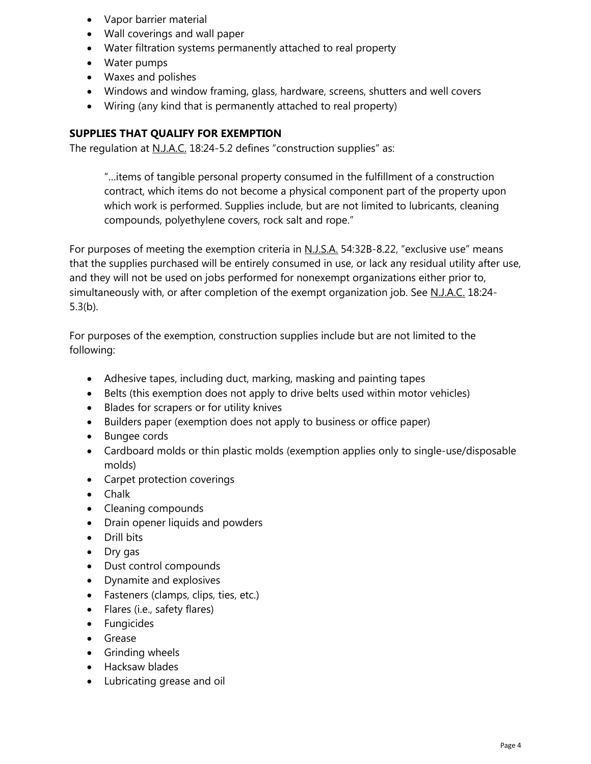- Vapor barrier material
- Wall coverings and wall paper
- Water filtration systems permanently attached to real property
- Water pumps
- Waxes and polishes
- Windows and window framing, glass, hardware, screens, shutters and well covers
- Wiring (any kind that is permanently attached to real property)

**SUPPLIES THAT QUALIFY FOR EXEMPTION**

The regulation at N.J.A.C. 18:24-5.2 defines "construction supplies" as:

> "…items of tangible personal property consumed in the fulfillment of a construction contract, which items do not become a physical component part of the property upon which work is performed. Supplies include, but are not limited to lubricants, cleaning compounds, polyethylene covers, rock salt and rope."

For purposes of meeting the exemption criteria in N.J.S.A. 54:32B-8.22, "exclusive use" means that the supplies purchased will be entirely consumed in use, or lack any residual utility after use, and they will not be used on jobs performed for nonexempt organizations either prior to, simultaneously with, or after completion of the exempt organization job. See N.J.A.C. 18:24-5.3(b).

For purposes of the exemption, construction supplies include but are not limited to the following:

- Adhesive tapes, including duct, marking, masking and painting tapes
- Belts (this exemption does not apply to drive belts used within motor vehicles)
- Blades for scrapers or for utility knives
- Builders paper (exemption does not apply to business or office paper)
- Bungee cords
- Cardboard molds or thin plastic molds (exemption applies only to single-use/disposable molds)
- Carpet protection coverings
- Chalk
- Cleaning compounds
- Drain opener liquids and powders
- Drill bits
- Dry gas
- Dust control compounds
- Dynamite and explosives
- Fasteners (clamps, clips, ties, etc.)
- Flares (i.e., safety flares)
- Fungicides
- Grease
- Grinding wheels
- Hacksaw blades
- Lubricating grease and oil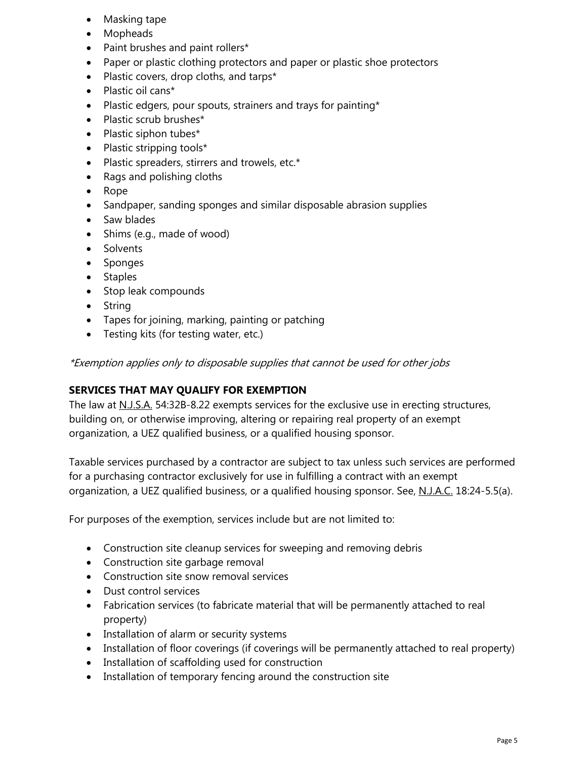- Masking tape
- Mopheads
- Paint brushes and paint rollers*
- Paper or plastic clothing protectors and paper or plastic shoe protectors
- Plastic covers, drop cloths, and tarps*
- Plastic oil cans*
- Plastic edgers, pour spouts, strainers and trays for painting*
- Plastic scrub brushes*
- Plastic siphon tubes*
- Plastic stripping tools*
- Plastic spreaders, stirrers and trowels, etc.*
- Rags and polishing cloths
- Rope
- Sandpaper, sanding sponges and similar disposable abrasion supplies
- Saw blades
- Shims (e.g., made of wood)
- Solvents
- Sponges
- Staples
- Stop leak compounds
- String
- Tapes for joining, marking, painting or patching
- Testing kits (for testing water, etc.)

*\*Exemption applies only to disposable supplies that cannot be used for other jobs*

**SERVICES THAT MAY QUALIFY FOR EXEMPTION**

The law at N.J.S.A. 54:32B-8.22 exempts services for the exclusive use in erecting structures, building on, or otherwise improving, altering or repairing real property of an exempt organization, a UEZ qualified business, or a qualified housing sponsor.

Taxable services purchased by a contractor are subject to tax unless such services are performed for a purchasing contractor exclusively for use in fulfilling a contract with an exempt organization, a UEZ qualified business, or a qualified housing sponsor. See, N.J.A.C. 18:24-5.5(a).

For purposes of the exemption, services include but are not limited to:

- Construction site cleanup services for sweeping and removing debris
- Construction site garbage removal
- Construction site snow removal services
- Dust control services
- Fabrication services (to fabricate material that will be permanently attached to real property)
- Installation of alarm or security systems
- Installation of floor coverings (if coverings will be permanently attached to real property)
- Installation of scaffolding used for construction
- Installation of temporary fencing around the construction site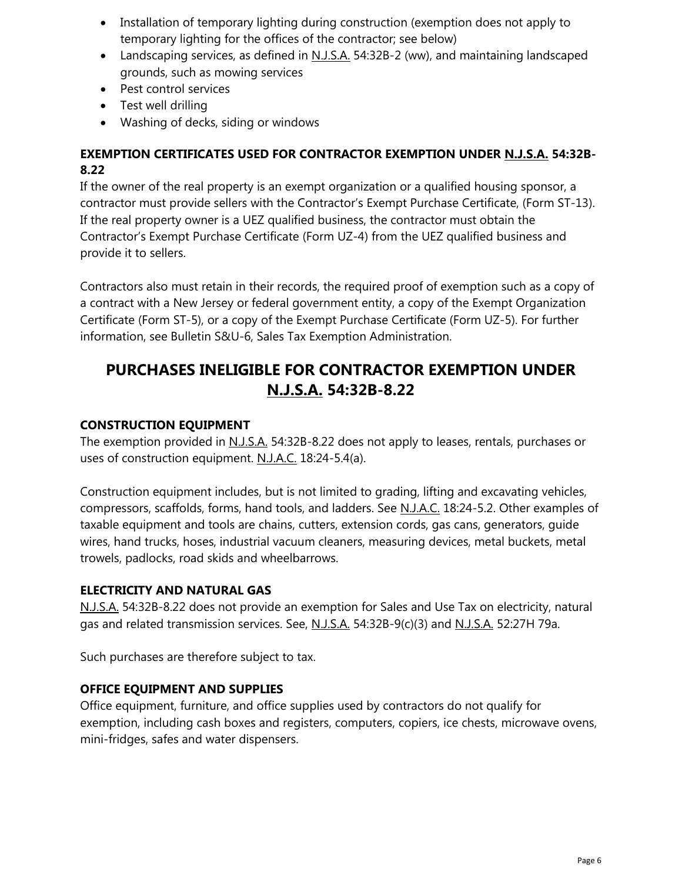- Installation of temporary lighting during construction (exemption does not apply to temporary lighting for the offices of the contractor; see below)
- Landscaping services, as defined in N.J.S.A. 54:32B-2 (ww), and maintaining landscaped grounds, such as mowing services
- Pest control services
- Test well drilling
- Washing of decks, siding or windows

### EXEMPTION CERTIFICATES USED FOR CONTRACTOR EXEMPTION UNDER N.J.S.A. 54:32B-8.22

If the owner of the real property is an exempt organization or a qualified housing sponsor, a contractor must provide sellers with the Contractor's Exempt Purchase Certificate, (Form ST-13). If the real property owner is a UEZ qualified business, the contractor must obtain the Contractor's Exempt Purchase Certificate (Form UZ-4) from the UEZ qualified business and provide it to sellers.

Contractors also must retain in their records, the required proof of exemption such as a copy of a contract with a New Jersey or federal government entity, a copy of the Exempt Organization Certificate (Form ST-5), or a copy of the Exempt Purchase Certificate (Form UZ-5). For further information, see Bulletin S&U-6, Sales Tax Exemption Administration.

## PURCHASES INELIGIBLE FOR CONTRACTOR EXEMPTION UNDER N.J.S.A. 54:32B-8.22

### CONSTRUCTION EQUIPMENT

The exemption provided in N.J.S.A. 54:32B-8.22 does not apply to leases, rentals, purchases or uses of construction equipment. N.J.A.C. 18:24-5.4(a).

Construction equipment includes, but is not limited to grading, lifting and excavating vehicles, compressors, scaffolds, forms, hand tools, and ladders. See N.J.A.C. 18:24-5.2. Other examples of taxable equipment and tools are chains, cutters, extension cords, gas cans, generators, guide wires, hand trucks, hoses, industrial vacuum cleaners, measuring devices, metal buckets, metal trowels, padlocks, road skids and wheelbarrows.

### ELECTRICITY AND NATURAL GAS

N.J.S.A. 54:32B-8.22 does not provide an exemption for Sales and Use Tax on electricity, natural gas and related transmission services. See, N.J.S.A. 54:32B-9(c)(3) and N.J.S.A. 52:27H 79a.

Such purchases are therefore subject to tax.

### OFFICE EQUIPMENT AND SUPPLIES

Office equipment, furniture, and office supplies used by contractors do not qualify for exemption, including cash boxes and registers, computers, copiers, ice chests, microwave ovens, mini-fridges, safes and water dispensers.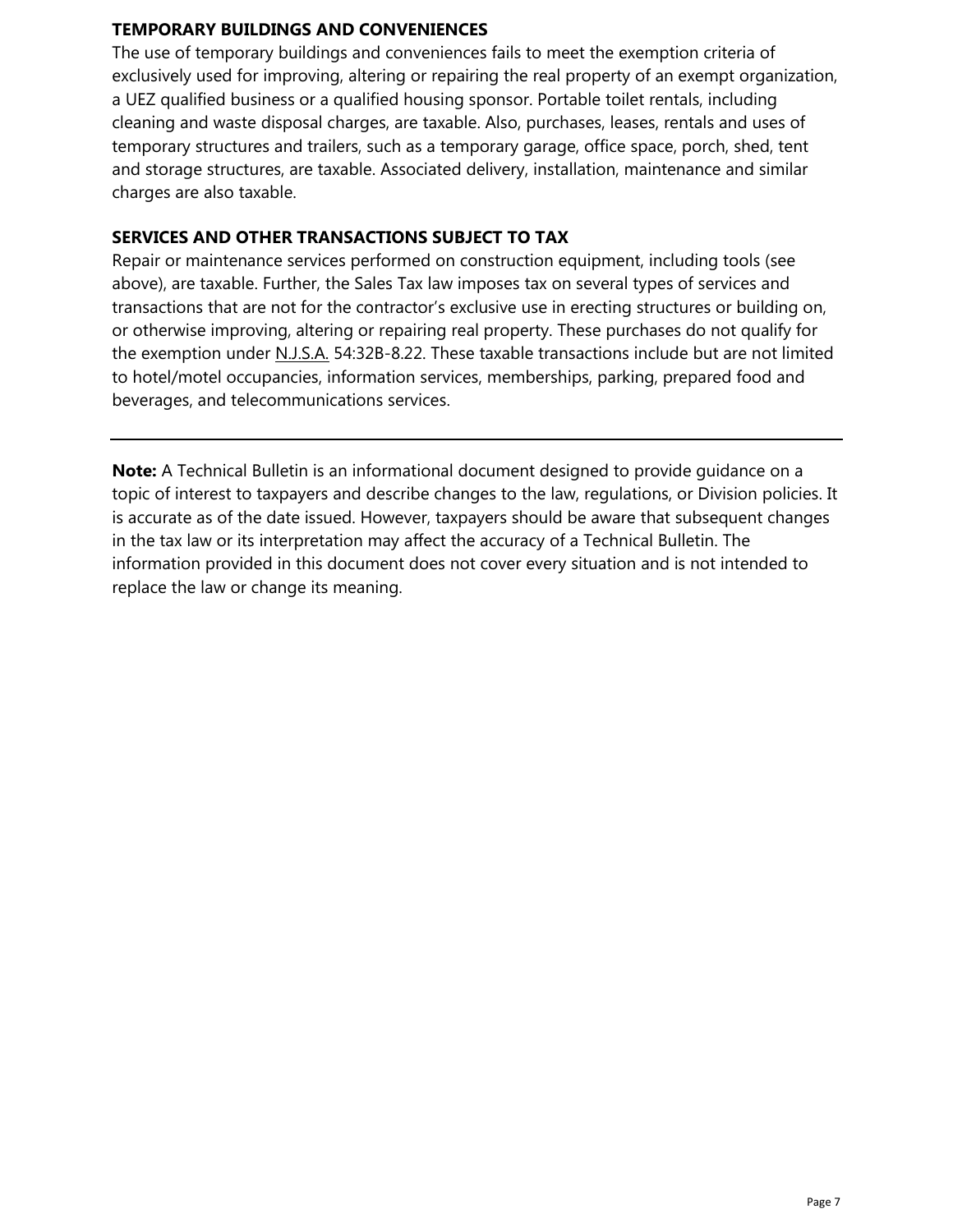## TEMPORARY BUILDINGS AND CONVENIENCES

The use of temporary buildings and conveniences fails to meet the exemption criteria of exclusively used for improving, altering or repairing the real property of an exempt organization, a UEZ qualified business or a qualified housing sponsor. Portable toilet rentals, including cleaning and waste disposal charges, are taxable. Also, purchases, leases, rentals and uses of temporary structures and trailers, such as a temporary garage, office space, porch, shed, tent and storage structures, are taxable. Associated delivery, installation, maintenance and similar charges are also taxable.

## SERVICES AND OTHER TRANSACTIONS SUBJECT TO TAX

Repair or maintenance services performed on construction equipment, including tools (see above), are taxable. Further, the Sales Tax law imposes tax on several types of services and transactions that are not for the contractor's exclusive use in erecting structures or building on, or otherwise improving, altering or repairing real property. These purchases do not qualify for the exemption under N.J.S.A. 54:32B-8.22. These taxable transactions include but are not limited to hotel/motel occupancies, information services, memberships, parking, prepared food and beverages, and telecommunications services.

---

**Note:** A Technical Bulletin is an informational document designed to provide guidance on a topic of interest to taxpayers and describe changes to the law, regulations, or Division policies. It is accurate as of the date issued. However, taxpayers should be aware that subsequent changes in the tax law or its interpretation may affect the accuracy of a Technical Bulletin. The information provided in this document does not cover every situation and is not intended to replace the law or change its meaning.